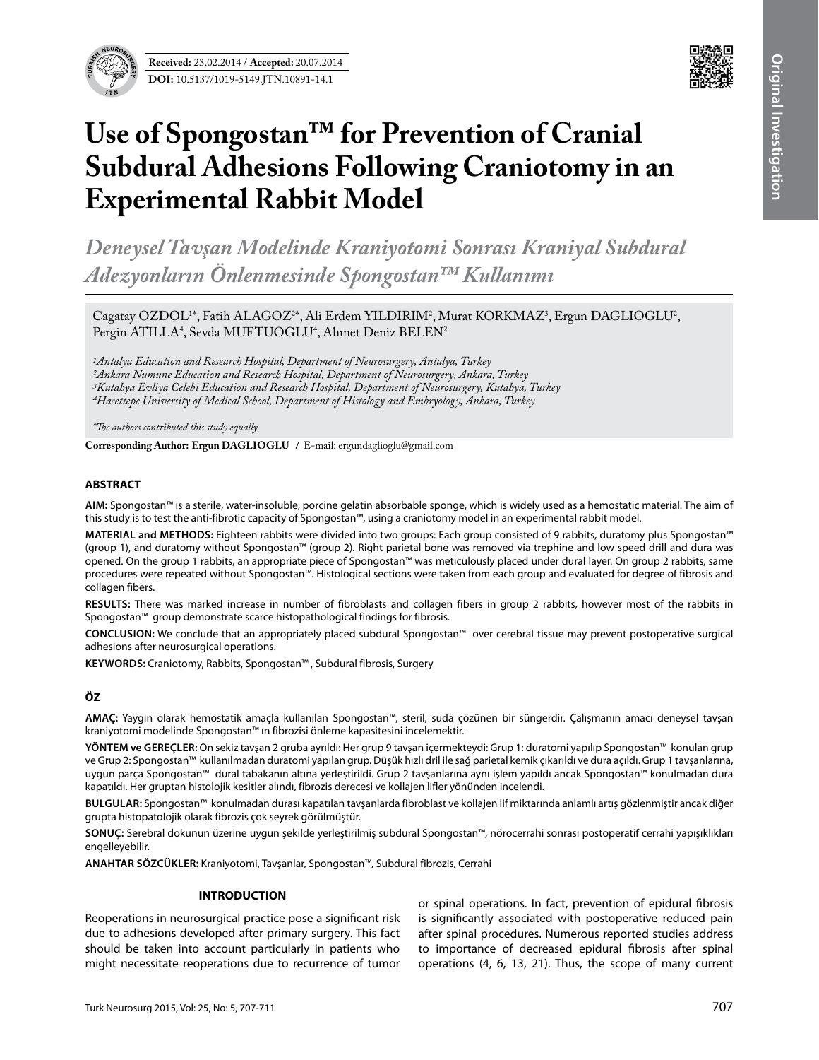**Received:** 23.02.2014 / **Accepted:** 20.07.2014

**DOI:** 10.5137/1019-5149.JTN.10891-14.1

Original Investigation

# Use of Spongostan™ for Prevention of Cranial Subdural Adhesions Following Craniotomy in an Experimental Rabbit Model

## *Deneysel Tavşan Modelinde Kraniyotomi Sonrası Kraniyal Subdural Adezyonların Önlenmesinde Spongostan™ Kullanımı*

Cagatay OZDOL[1]*, Fatih ALAGOZ[2]*, Ali Erdem YILDIRIM[2], Murat KORKMAZ[3], Ergun DAGLIOGLU[2], Pergin ATILLA[4], Sevda MUFTUOGLU[4], Ahmet Deniz BELEN[2]

*[1]Antalya Education and Research Hospital, Department of Neurosurgery, Antalya, Turkey*
*[2]Ankara Numune Education and Research Hospital, Department of Neurosurgery, Ankara, Turkey*
*[3]Kutahya Evliya Celebi Education and Research Hospital, Department of Neurosurgery, Kutahya, Turkey*
*[4]Hacettepe University of Medical School, Department of Histology and Embryology, Ankara, Turkey*

*\*The authors contributed this study equally.*

**Corresponding Author: Ergun DAGLIOGLU /** E-mail: ergundaglioglu@gmail.com

### ABSTRACT

**AIM:** Spongostan™ is a sterile, water-insoluble, porcine gelatin absorbable sponge, which is widely used as a hemostatic material. The aim of this study is to test the anti-fibrotic capacity of Spongostan™, using a craniotomy model in an experimental rabbit model.

**MATERIAL and METHODS:** Eighteen rabbits were divided into two groups: Each group consisted of 9 rabbits, duratomy plus Spongostan™ (group 1), and duratomy without Spongostan™ (group 2). Right parietal bone was removed via trephine and low speed drill and dura was opened. On the group 1 rabbits, an appropriate piece of Spongostan™ was meticulously placed under dural layer. On group 2 rabbits, same procedures were repeated without Spongostan™. Histological sections were taken from each group and evaluated for degree of fibrosis and collagen fibers.

**RESULTS:** There was marked increase in number of fibroblasts and collagen fibers in group 2 rabbits, however most of the rabbits in Spongostan™ group demonstrate scarce histopathological findings for fibrosis.

**CONCLUSION:** We conclude that an appropriately placed subdural Spongostan™ over cerebral tissue may prevent postoperative surgical adhesions after neurosurgical operations.

**KEYWORDS:** Craniotomy, Rabbits, Spongostan™ , Subdural fibrosis, Surgery

### ÖZ

**AMAÇ:** Yaygın olarak hemostatik amaçla kullanılan Spongostan™, steril, suda çözünen bir süngerdir. Çalışmanın amacı deneysel tavşan kraniyotomi modelinde Spongostan™ ın fibrozisi önleme kapasitesini incelemektir.

**YÖNTEM ve GEREÇLER:** On sekiz tavşan 2 gruba ayrıldı: Her grup 9 tavşan içermekteydi: Grup 1: duratomi yapılıp Spongostan™ konulan grup ve Grup 2: Spongostan™ kullanılmadan duratomi yapılan grup. Düşük hızlı dril ile sağ parietal kemik çıkarıldı ve dura açıldı. Grup 1 tavşanlarına, uygun parça Spongostan™ dural tabakanın altına yerleştirildi. Grup 2 tavşanlarına aynı işlem yapıldı ancak Spongostan™ konulmadan dura kapatıldı. Her gruptan histolojik kesitler alındı, fibrozis derecesi ve kollajen lifler yönünden incelendi.

**BULGULAR:** Spongostan™ konulmadan durası kapatılan tavşanlarda fibroblast ve kollajen lif miktarında anlamlı artış gözlenmiştir ancak diğer grupta histopatolojik olarak fibrozis çok seyrek görülmüştür.

**SONUÇ:** Serebral dokunun üzerine uygun şekilde yerleştirilmiş subdural Spongostan™, nörocerrahi sonrası postoperatif cerrahi yapışıklıkları engelleyebilir.

**ANAHTAR SÖZCÜKLER:** Kraniyotomi, Tavşanlar, Spongostan™, Subdural fibrozis, Cerrahi

### INTRODUCTION

Reoperations in neurosurgical practice pose a significant risk due to adhesions developed after primary surgery. This fact should be taken into account particularly in patients who might necessitate reoperations due to recurrence of tumor or spinal operations. In fact, prevention of epidural fibrosis is significantly associated with postoperative reduced pain after spinal procedures. Numerous reported studies address to importance of decreased epidural fibrosis after spinal operations (4, 6, 13, 21). Thus, the scope of many current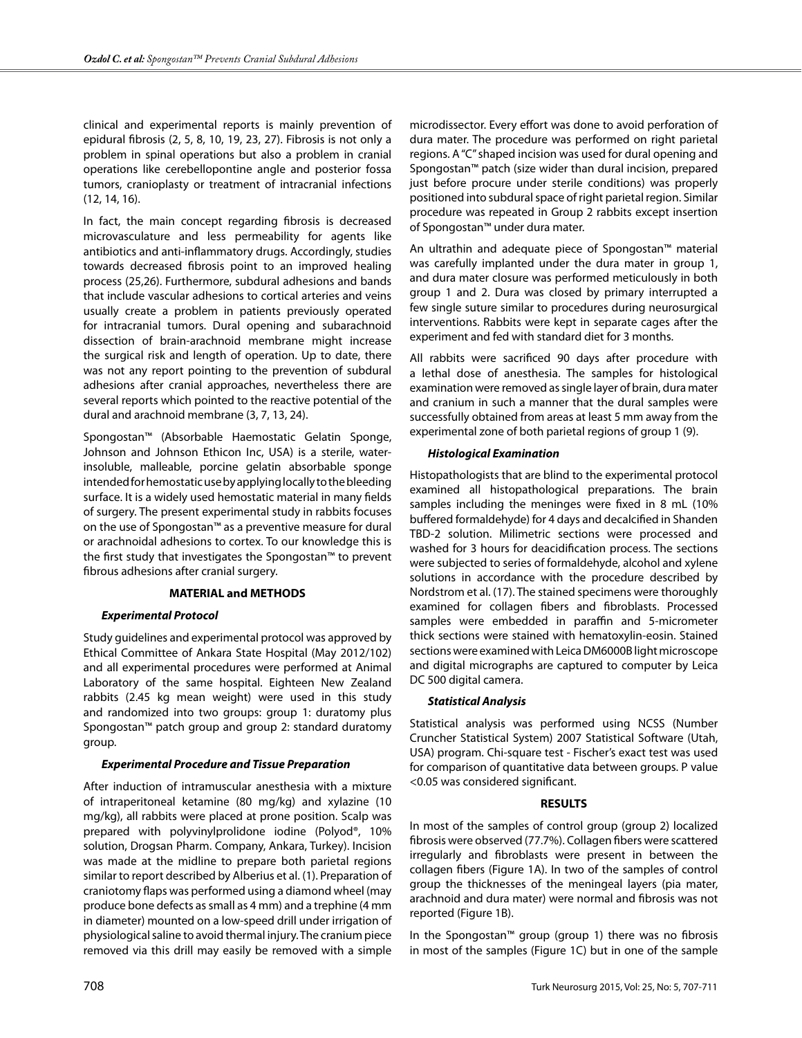clinical and experimental reports is mainly prevention of epidural fibrosis (2, 5, 8, 10, 19, 23, 27). Fibrosis is not only a problem in spinal operations but also a problem in cranial operations like cerebellopontine angle and posterior fossa tumors, cranioplasty or treatment of intracranial infections (12, 14, 16).

In fact, the main concept regarding fibrosis is decreased microvasculature and less permeability for agents like antibiotics and anti-inflammatory drugs. Accordingly, studies towards decreased fibrosis point to an improved healing process (25,26). Furthermore, subdural adhesions and bands that include vascular adhesions to cortical arteries and veins usually create a problem in patients previously operated for intracranial tumors. Dural opening and subarachnoid dissection of brain-arachnoid membrane might increase the surgical risk and length of operation. Up to date, there was not any report pointing to the prevention of subdural adhesions after cranial approaches, nevertheless there are several reports which pointed to the reactive potential of the dural and arachnoid membrane (3, 7, 13, 24).

Spongostan™ (Absorbable Haemostatic Gelatin Sponge, Johnson and Johnson Ethicon Inc, USA) is a sterile, water-insoluble, malleable, porcine gelatin absorbable sponge intended for hemostatic use by applying locally to the bleeding surface. It is a widely used hemostatic material in many fields of surgery. The present experimental study in rabbits focuses on the use of Spongostan™ as a preventive measure for dural or arachnoidal adhesions to cortex. To our knowledge this is the first study that investigates the Spongostan™ to prevent fibrous adhesions after cranial surgery.

## MATERIAL and METHODS

### *Experimental Protocol*

Study guidelines and experimental protocol was approved by Ethical Committee of Ankara State Hospital (May 2012/102) and all experimental procedures were performed at Animal Laboratory of the same hospital. Eighteen New Zealand rabbits (2.45 kg mean weight) were used in this study and randomized into two groups: group 1: duratomy plus Spongostan™ patch group and group 2: standard duratomy group.

### *Experimental Procedure and Tissue Preparation*

After induction of intramuscular anesthesia with a mixture of intraperitoneal ketamine (80 mg/kg) and xylazine (10 mg/kg), all rabbits were placed at prone position. Scalp was prepared with polyvinylprolidone iodine (Polyod®, 10% solution, Drogsan Pharm. Company, Ankara, Turkey). Incision was made at the midline to prepare both parietal regions similar to report described by Alberius et al. (1). Preparation of craniotomy flaps was performed using a diamond wheel (may produce bone defects as small as 4 mm) and a trephine (4 mm in diameter) mounted on a low-speed drill under irrigation of physiological saline to avoid thermal injury. The cranium piece removed via this drill may easily be removed with a simple microdissector. Every effort was done to avoid perforation of dura mater. The procedure was performed on right parietal regions. A "C" shaped incision was used for dural opening and Spongostan™ patch (size wider than dural incision, prepared just before procure under sterile conditions) was properly positioned into subdural space of right parietal region. Similar procedure was repeated in Group 2 rabbits except insertion of Spongostan™ under dura mater.

An ultrathin and adequate piece of Spongostan™ material was carefully implanted under the dura mater in group 1, and dura mater closure was performed meticulously in both group 1 and 2. Dura was closed by primary interrupted a few single suture similar to procedures during neurosurgical interventions. Rabbits were kept in separate cages after the experiment and fed with standard diet for 3 months.

All rabbits were sacrificed 90 days after procedure with a lethal dose of anesthesia. The samples for histological examination were removed as single layer of brain, dura mater and cranium in such a manner that the dural samples were successfully obtained from areas at least 5 mm away from the experimental zone of both parietal regions of group 1 (9).

### *Histological Examination*

Histopathologists that are blind to the experimental protocol examined all histopathological preparations. The brain samples including the meninges were fixed in 8 mL (10% buffered formaldehyde) for 4 days and decalcified in Shanden TBD-2 solution. Milimetric sections were processed and washed for 3 hours for deacidification process. The sections were subjected to series of formaldehyde, alcohol and xylene solutions in accordance with the procedure described by Nordstrom et al. (17). The stained specimens were thoroughly examined for collagen fibers and fibroblasts. Processed samples were embedded in paraffin and 5-micrometer thick sections were stained with hematoxylin-eosin. Stained sections were examined with Leica DM6000B light microscope and digital micrographs are captured to computer by Leica DC 500 digital camera.

### *Statistical Analysis*

Statistical analysis was performed using NCSS (Number Cruncher Statistical System) 2007 Statistical Software (Utah, USA) program. Chi-square test - Fischer's exact test was used for comparison of quantitative data between groups. P value <0.05 was considered significant.

## RESULTS

In most of the samples of control group (group 2) localized fibrosis were observed (77.7%). Collagen fibers were scattered irregularly and fibroblasts were present in between the collagen fibers (Figure 1A). In two of the samples of control group the thicknesses of the meningeal layers (pia mater, arachnoid and dura mater) were normal and fibrosis was not reported (Figure 1B).

In the Spongostan™ group (group 1) there was no fibrosis in most of the samples (Figure 1C) but in one of the sample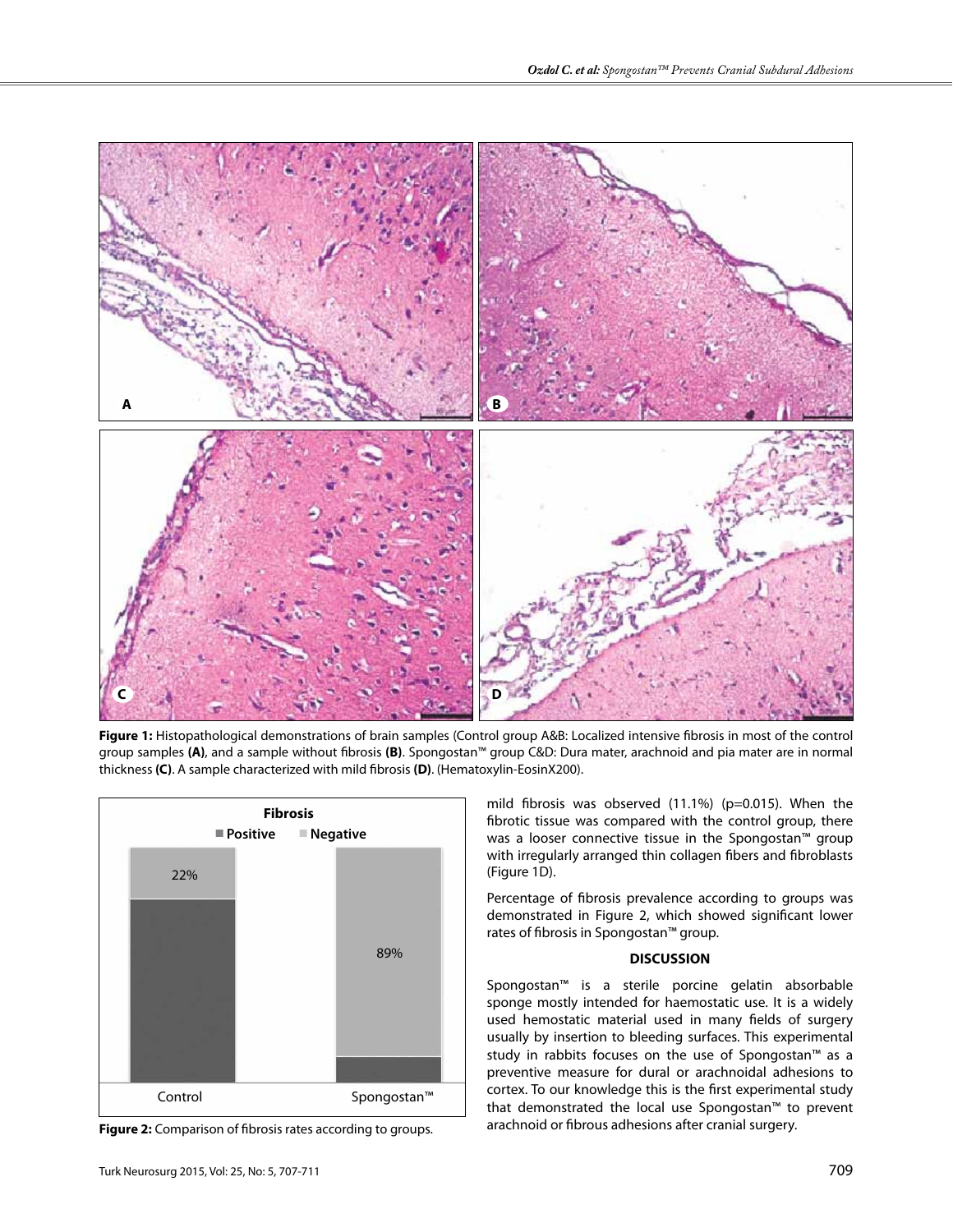**Figure 1:** Histopathological demonstrations of brain samples (Control group A&B: Localized intensive fibrosis in most of the control group samples **(A)**, and a sample without fibrosis **(B)**. Spongostan™ group C&D: Dura mater, arachnoid and pia mater are in normal thickness **(C)**. A sample characterized with mild fibrosis **(D)**. (Hematoxylin-EosinX200).

**Figure 2:** Comparison of fibrosis rates according to groups.

mild fibrosis was observed (11.1%) ($p=0.015$). When the fibrotic tissue was compared with the control group, there was a looser connective tissue in the Spongostan™ group with irregularly arranged thin collagen fibers and fibroblasts (Figure 1D).

Percentage of fibrosis prevalence according to groups was demonstrated in Figure 2, which showed significant lower rates of fibrosis in Spongostan™ group.

## DISCUSSION

Spongostan™ is a sterile porcine gelatin absorbable sponge mostly intended for haemostatic use. It is a widely used hemostatic material used in many fields of surgery usually by insertion to bleeding surfaces. This experimental study in rabbits focuses on the use of Spongostan™ as a preventive measure for dural or arachnoidal adhesions to cortex. To our knowledge this is the first experimental study that demonstrated the local use Spongostan™ to prevent arachnoid or fibrous adhesions after cranial surgery.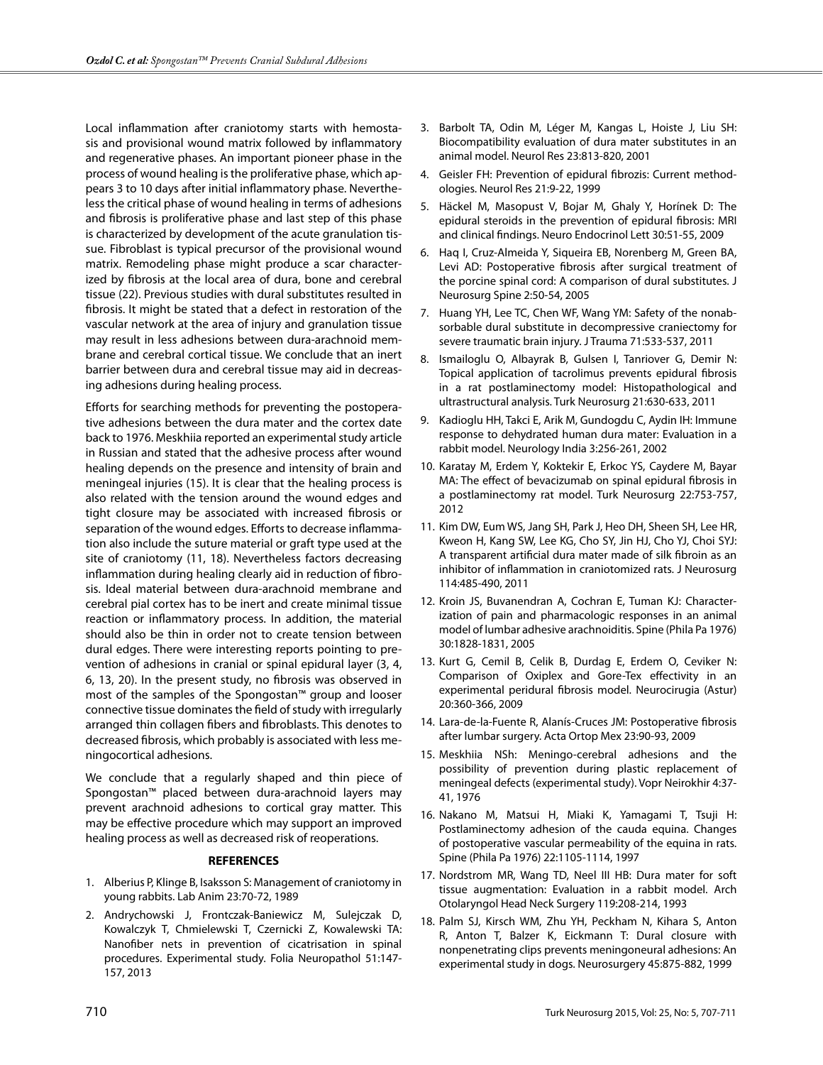Local inflammation after craniotomy starts with hemostasis and provisional wound matrix followed by inflammatory and regenerative phases. An important pioneer phase in the process of wound healing is the proliferative phase, which appears 3 to 10 days after initial inflammatory phase. Nevertheless the critical phase of wound healing in terms of adhesions and fibrosis is proliferative phase and last step of this phase is characterized by development of the acute granulation tissue. Fibroblast is typical precursor of the provisional wound matrix. Remodeling phase might produce a scar characterized by fibrosis at the local area of dura, bone and cerebral tissue (22). Previous studies with dural substitutes resulted in fibrosis. It might be stated that a defect in restoration of the vascular network at the area of injury and granulation tissue may result in less adhesions between dura-arachnoid membrane and cerebral cortical tissue. We conclude that an inert barrier between dura and cerebral tissue may aid in decreasing adhesions during healing process.

Efforts for searching methods for preventing the postoperative adhesions between the dura mater and the cortex date back to 1976. Meskhiia reported an experimental study article in Russian and stated that the adhesive process after wound healing depends on the presence and intensity of brain and meningeal injuries (15). It is clear that the healing process is also related with the tension around the wound edges and tight closure may be associated with increased fibrosis or separation of the wound edges. Efforts to decrease inflammation also include the suture material or graft type used at the site of craniotomy (11, 18). Nevertheless factors decreasing inflammation during healing clearly aid in reduction of fibrosis. Ideal material between dura-arachnoid membrane and cerebral pial cortex has to be inert and create minimal tissue reaction or inflammatory process. In addition, the material should also be thin in order not to create tension between dural edges. There were interesting reports pointing to prevention of adhesions in cranial or spinal epidural layer (3, 4, 6, 13, 20). In the present study, no fibrosis was observed in most of the samples of the Spongostan™ group and looser connective tissue dominates the field of study with irregularly arranged thin collagen fibers and fibroblasts. This denotes to decreased fibrosis, which probably is associated with less meningocortical adhesions.

We conclude that a regularly shaped and thin piece of Spongostan™ placed between dura-arachnoid layers may prevent arachnoid adhesions to cortical gray matter. This may be effective procedure which may support an improved healing process as well as decreased risk of reoperations.

## REFERENCES

1. Alberius P, Klinge B, Isaksson S: Management of craniotomy in young rabbits. Lab Anim 23:70-72, 1989
2. Andrychowski J, Frontczak-Baniewicz M, Sulejczak D, Kowalczyk T, Chmielewski T, Czernicki Z, Kowalewski TA: Nanofiber nets in prevention of cicatrisation in spinal procedures. Experimental study. Folia Neuropathol 51:147-157, 2013
3. Barbolt TA, Odin M, Léger M, Kangas L, Hoiste J, Liu SH: Biocompatibility evaluation of dura mater substitutes in an animal model. Neurol Res 23:813-820, 2001
4. Geisler FH: Prevention of epidural fibrozis: Current methodologies. Neurol Res 21:9-22, 1999
5. Häckel M, Masopust V, Bojar M, Ghaly Y, Horínek D: The epidural steroids in the prevention of epidural fibrosis: MRI and clinical findings. Neuro Endocrinol Lett 30:51-55, 2009
6. Haq I, Cruz-Almeida Y, Siqueira EB, Norenberg M, Green BA, Levi AD: Postoperative fibrosis after surgical treatment of the porcine spinal cord: A comparison of dural substitutes. J Neurosurg Spine 2:50-54, 2005
7. Huang YH, Lee TC, Chen WF, Wang YM: Safety of the nonabsorbable dural substitute in decompressive craniectomy for severe traumatic brain injury. J Trauma 71:533-537, 2011
8. Ismailoglu O, Albayrak B, Gulsen I, Tanriover G, Demir N: Topical application of tacrolimus prevents epidural fibrosis in a rat postlaminectomy model: Histopathological and ultrastructural analysis. Turk Neurosurg 21:630-633, 2011
9. Kadioglu HH, Takci E, Arik M, Gundogdu C, Aydin IH: Immune response to dehydrated human dura mater: Evaluation in a rabbit model. Neurology India 3:256-261, 2002
10. Karatay M, Erdem Y, Koktekir E, Erkoc YS, Caydere M, Bayar MA: The effect of bevacizumab on spinal epidural fibrosis in a postlaminectomy rat model. Turk Neurosurg 22:753-757, 2012
11. Kim DW, Eum WS, Jang SH, Park J, Heo DH, Sheen SH, Lee HR, Kweon H, Kang SW, Lee KG, Cho SY, Jin HJ, Cho YJ, Choi SYJ: A transparent artificial dura mater made of silk fibroin as an inhibitor of inflammation in craniotomized rats. J Neurosurg 114:485-490, 2011
12. Kroin JS, Buvanendran A, Cochran E, Tuman KJ: Characterization of pain and pharmacologic responses in an animal model of lumbar adhesive arachnoiditis. Spine (Phila Pa 1976) 30:1828-1831, 2005
13. Kurt G, Cemil B, Celik B, Durdag E, Erdem O, Ceviker N: Comparison of Oxiplex and Gore-Tex effectivity in an experimental peridural fibrosis model. Neurocirugia (Astur) 20:360-366, 2009
14. Lara-de-la-Fuente R, Alanís-Cruces JM: Postoperative fibrosis after lumbar surgery. Acta Ortop Mex 23:90-93, 2009
15. Meskhiia NSh: Meningo-cerebral adhesions and the possibility of prevention during plastic replacement of meningeal defects (experimental study). Vopr Neirokhir 4:37-41, 1976
16. Nakano M, Matsui H, Miaki K, Yamagami T, Tsuji H: Postlaminectomy adhesion of the cauda equina. Changes of postoperative vascular permeability of the equina in rats. Spine (Phila Pa 1976) 22:1105-1114, 1997
17. Nordstrom MR, Wang TD, Neel III HB: Dura mater for soft tissue augmentation: Evaluation in a rabbit model. Arch Otolaryngol Head Neck Surgery 119:208-214, 1993
18. Palm SJ, Kirsch WM, Zhu YH, Peckham N, Kihara S, Anton R, Anton T, Balzer K, Eickmann T: Dural closure with nonpenetrating clips prevents meningoneural adhesions: An experimental study in dogs. Neurosurgery 45:875-882, 1999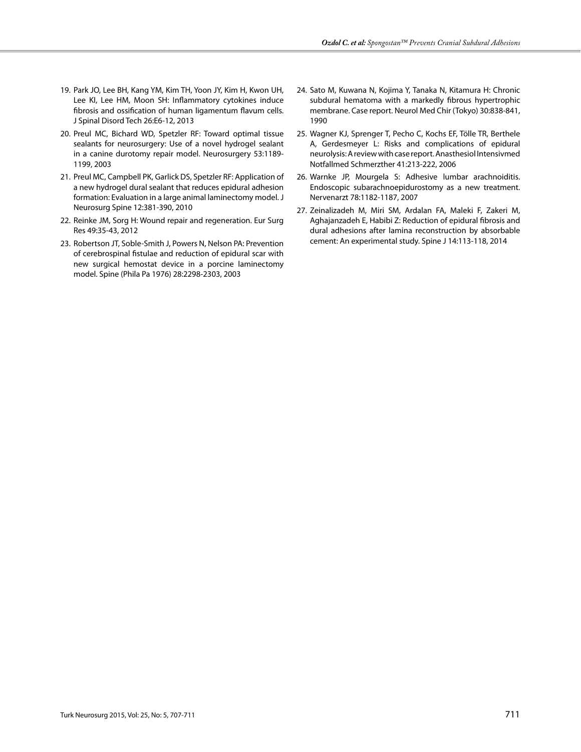19. Park JO, Lee BH, Kang YM, Kim TH, Yoon JY, Kim H, Kwon UH, Lee KI, Lee HM, Moon SH: Inflammatory cytokines induce fibrosis and ossification of human ligamentum flavum cells. J Spinal Disord Tech 26:E6-12, 2013
20. Preul MC, Bichard WD, Spetzler RF: Toward optimal tissue sealants for neurosurgery: Use of a novel hydrogel sealant in a canine durotomy repair model. Neurosurgery 53:1189-1199, 2003
21. Preul MC, Campbell PK, Garlick DS, Spetzler RF: Application of a new hydrogel dural sealant that reduces epidural adhesion formation: Evaluation in a large animal laminectomy model. J Neurosurg Spine 12:381-390, 2010
22. Reinke JM, Sorg H: Wound repair and regeneration. Eur Surg Res 49:35-43, 2012
23. Robertson JT, Soble-Smith J, Powers N, Nelson PA: Prevention of cerebrospinal fistulae and reduction of epidural scar with new surgical hemostat device in a porcine laminectomy model. Spine (Phila Pa 1976) 28:2298-2303, 2003
24. Sato M, Kuwana N, Kojima Y, Tanaka N, Kitamura H: Chronic subdural hematoma with a markedly fibrous hypertrophic membrane. Case report. Neurol Med Chir (Tokyo) 30:838-841, 1990
25. Wagner KJ, Sprenger T, Pecho C, Kochs EF, Tölle TR, Berthele A, Gerdesmeyer L: Risks and complications of epidural neurolysis: A review with case report. Anasthesiol Intensivmed Notfallmed Schmerzther 41:213-222, 2006
26. Warnke JP, Mourgela S: Adhesive lumbar arachnoiditis. Endoscopic subarachnoepidurostomy as a new treatment. Nervenarzt 78:1182-1187, 2007
27. Zeinalizadeh M, Miri SM, Ardalan FA, Maleki F, Zakeri M, Aghajanzadeh E, Habibi Z: Reduction of epidural fibrosis and dural adhesions after lamina reconstruction by absorbable cement: An experimental study. Spine J 14:113-118, 2014